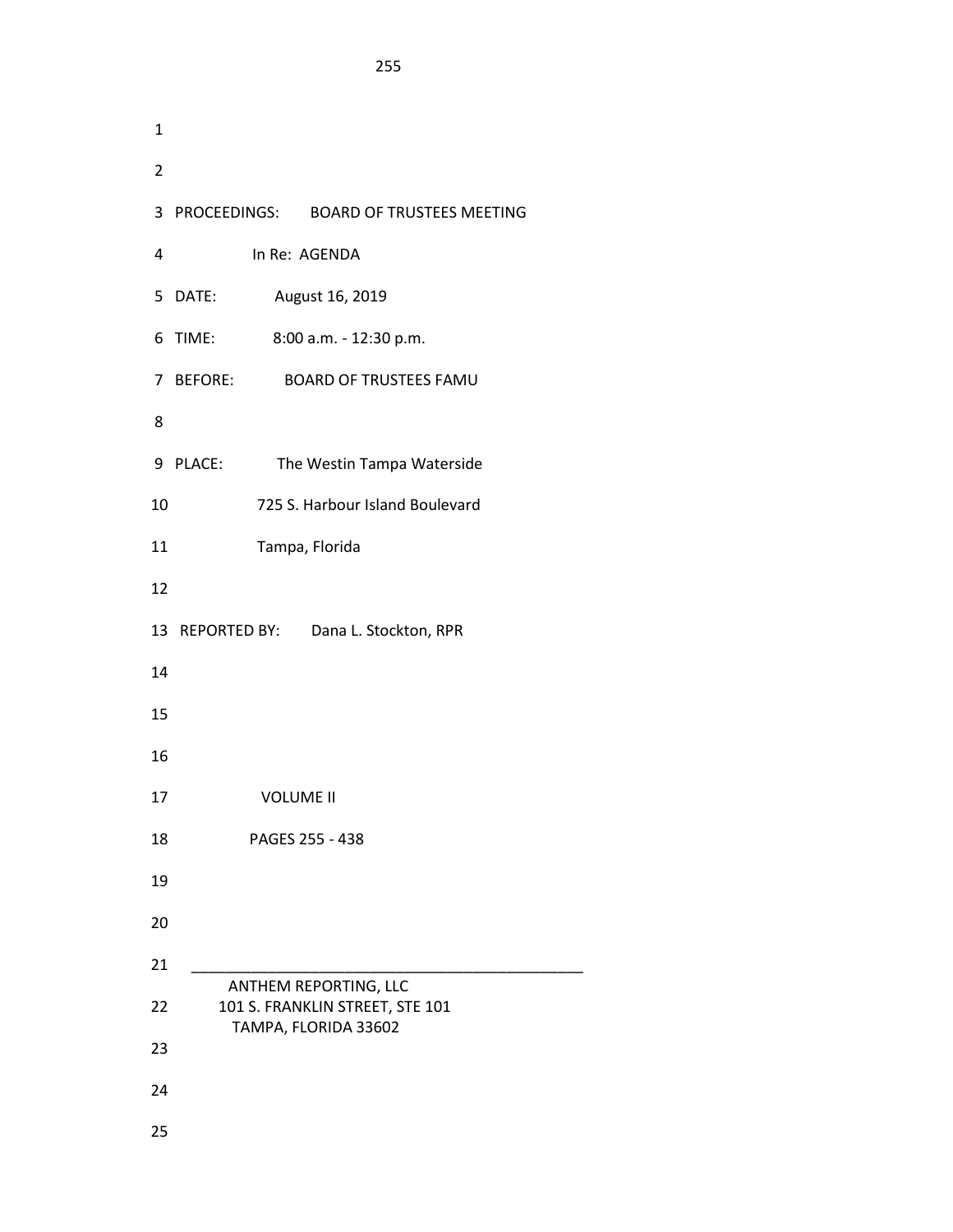PROCEEDINGS: BOARD OF TRUSTEES MEETING

In Re: AGENDA

DATE: August 16, 2019

TIME: 8:00 a.m. - 12:30 p.m.

BEFORE: BOARD OF TRUSTEES FAMU

PLACE: The Westin Tampa Waterside

725 S. Harbour Island Boulevard

Tampa, Florida

REPORTED BY: Dana L. Stockton, RPR

VOLUME II

PAGES 255 - 438

---

ANTHEM REPORTING, LLC
101 S. FRANKLIN STREET, STE 101
TAMPA, FLORIDA 33602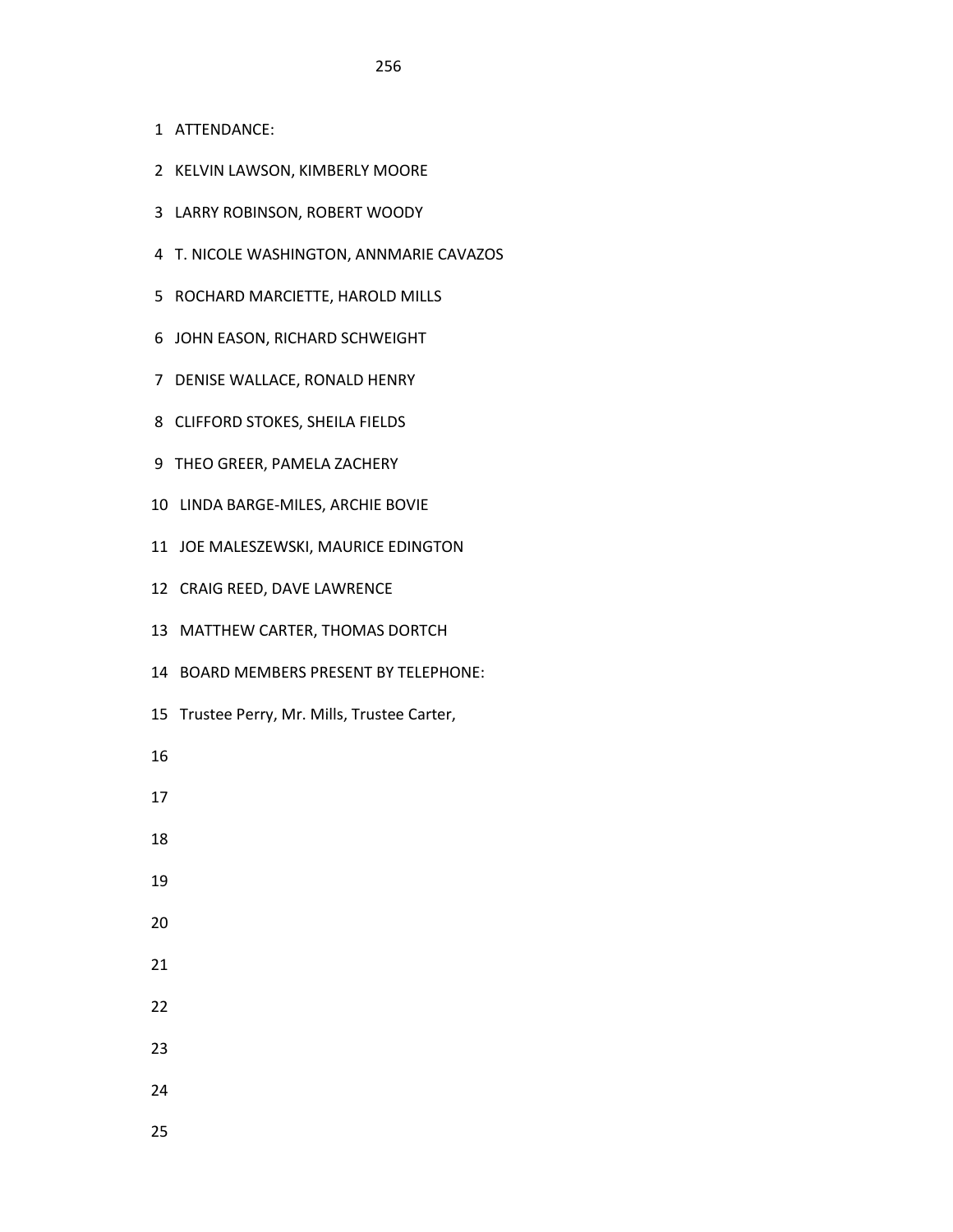1 ATTENDANCE:

2 KELVIN LAWSON, KIMBERLY MOORE

3 LARRY ROBINSON, ROBERT WOODY

4 T. NICOLE WASHINGTON, ANNMARIE CAVAZOS

5 ROCHARD MARCIETTE, HAROLD MILLS

6 JOHN EASON, RICHARD SCHWEIGHT

7 DENISE WALLACE, RONALD HENRY

8 CLIFFORD STOKES, SHEILA FIELDS

9 THEO GREER, PAMELA ZACHERY

10 LINDA BARGE-MILES, ARCHIE BOVIE

11 JOE MALESZEWSKI, MAURICE EDINGTON

12 CRAIG REED, DAVE LAWRENCE

13 MATTHEW CARTER, THOMAS DORTCH

14 BOARD MEMBERS PRESENT BY TELEPHONE:

15 Trustee Perry, Mr. Mills, Trustee Carter,

16

17

18

19

20

21

22

23

24

25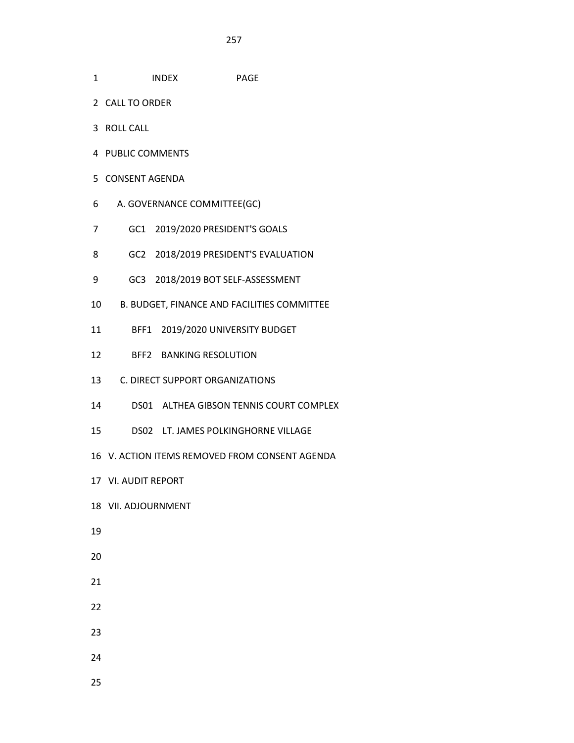INDEX PAGE

CALL TO ORDER

ROLL CALL

PUBLIC COMMENTS

CONSENT AGENDA

- A. GOVERNANCE COMMITTEE(GC)
  - GC1 2019/2020 PRESIDENT'S GOALS
  - GC2 2018/2019 PRESIDENT'S EVALUATION
  - GC3 2018/2019 BOT SELF-ASSESSMENT
- B. BUDGET, FINANCE AND FACILITIES COMMITTEE
  - BFF1 2019/2020 UNIVERSITY BUDGET
  - BFF2 BANKING RESOLUTION
- C. DIRECT SUPPORT ORGANIZATIONS
  - DS01 ALTHEA GIBSON TENNIS COURT COMPLEX
  - DS02 LT. JAMES POLKINGHORNE VILLAGE

V. ACTION ITEMS REMOVED FROM CONSENT AGENDA

VI. AUDIT REPORT

VII. ADJOURNMENT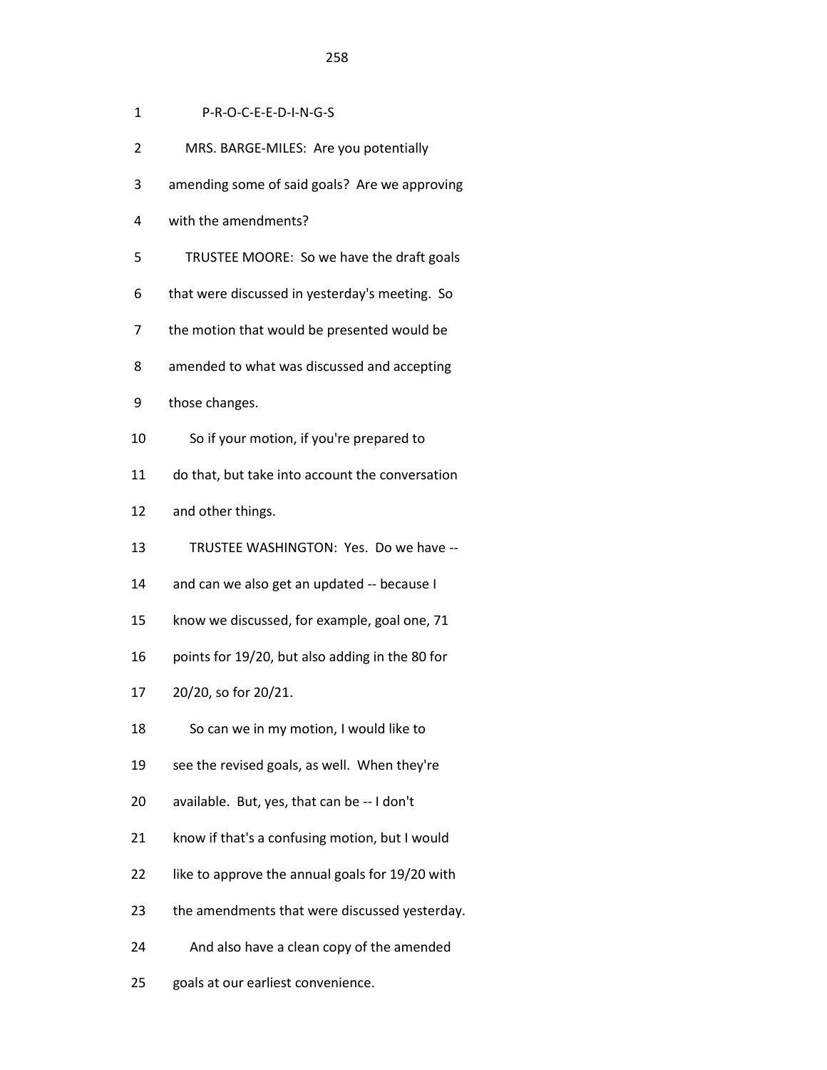P-R-O-C-E-E-D-I-N-G-S

MRS. BARGE-MILES: Are you potentially amending some of said goals? Are we approving with the amendments?

TRUSTEE MOORE: So we have the draft goals that were discussed in yesterday's meeting. So the motion that would be presented would be amended to what was discussed and accepting those changes.

So if your motion, if you're prepared to do that, but take into account the conversation and other things.

TRUSTEE WASHINGTON: Yes. Do we have -- and can we also get an updated -- because I know we discussed, for example, goal one, 71 points for 19/20, but also adding in the 80 for 20/20, so for 20/21.

So can we in my motion, I would like to see the revised goals, as well. When they're available. But, yes, that can be -- I don't know if that's a confusing motion, but I would like to approve the annual goals for 19/20 with the amendments that were discussed yesterday.

And also have a clean copy of the amended goals at our earliest convenience.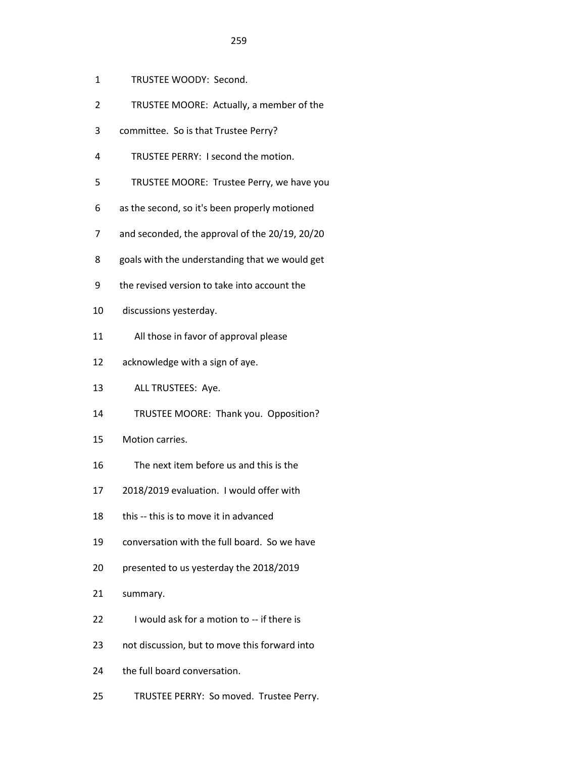1 TRUSTEE WOODY: Second.

2 TRUSTEE MOORE: Actually, a member of the

3 committee. So is that Trustee Perry?

4 TRUSTEE PERRY: I second the motion.

5 TRUSTEE MOORE: Trustee Perry, we have you

6 as the second, so it's been properly motioned

7 and seconded, the approval of the 20/19, 20/20

8 goals with the understanding that we would get

9 the revised version to take into account the

10 discussions yesterday.

11 All those in favor of approval please

12 acknowledge with a sign of aye.

13 ALL TRUSTEES: Aye.

14 TRUSTEE MOORE: Thank you. Opposition?

15 Motion carries.

16 The next item before us and this is the

17 2018/2019 evaluation. I would offer with

18 this -- this is to move it in advanced

19 conversation with the full board. So we have

20 presented to us yesterday the 2018/2019

21 summary.

22 I would ask for a motion to -- if there is

23 not discussion, but to move this forward into

24 the full board conversation.

25 TRUSTEE PERRY: So moved. Trustee Perry.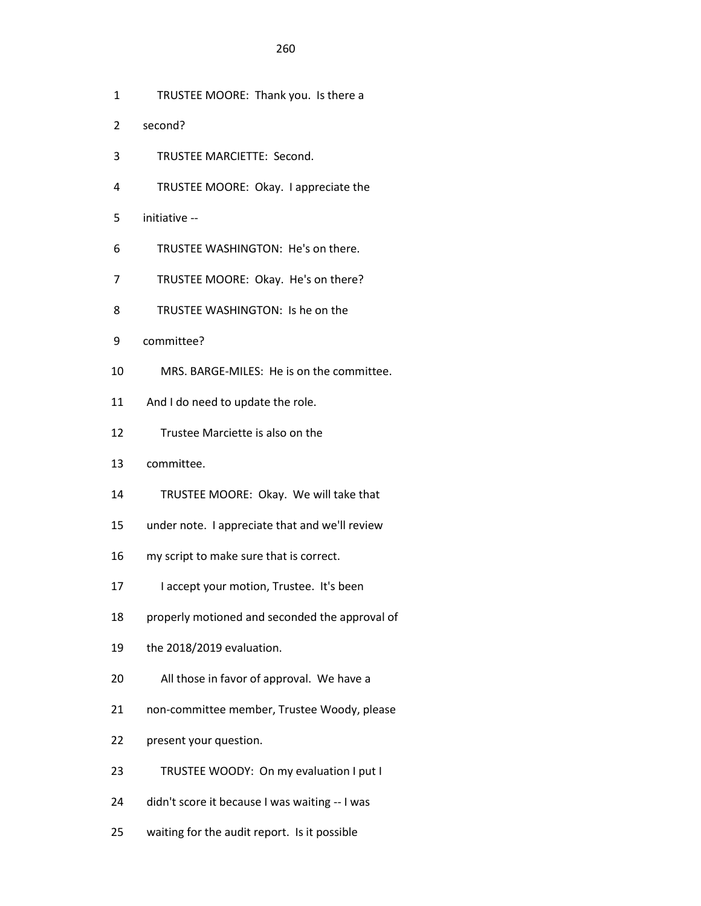1 TRUSTEE MOORE: Thank you. Is there a

2 second?

3 TRUSTEE MARCIETTE: Second.

4 TRUSTEE MOORE: Okay. I appreciate the

5 initiative --

6 TRUSTEE WASHINGTON: He's on there.

7 TRUSTEE MOORE: Okay. He's on there?

8 TRUSTEE WASHINGTON: Is he on the

9 committee?

10 MRS. BARGE-MILES: He is on the committee.

11 And I do need to update the role.

12 Trustee Marciette is also on the

13 committee.

14 TRUSTEE MOORE: Okay. We will take that

15 under note. I appreciate that and we'll review

16 my script to make sure that is correct.

17 I accept your motion, Trustee. It's been

18 properly motioned and seconded the approval of

19 the 2018/2019 evaluation.

20 All those in favor of approval. We have a

21 non-committee member, Trustee Woody, please

22 present your question.

23 TRUSTEE WOODY: On my evaluation I put I

24 didn't score it because I was waiting -- I was

25 waiting for the audit report. Is it possible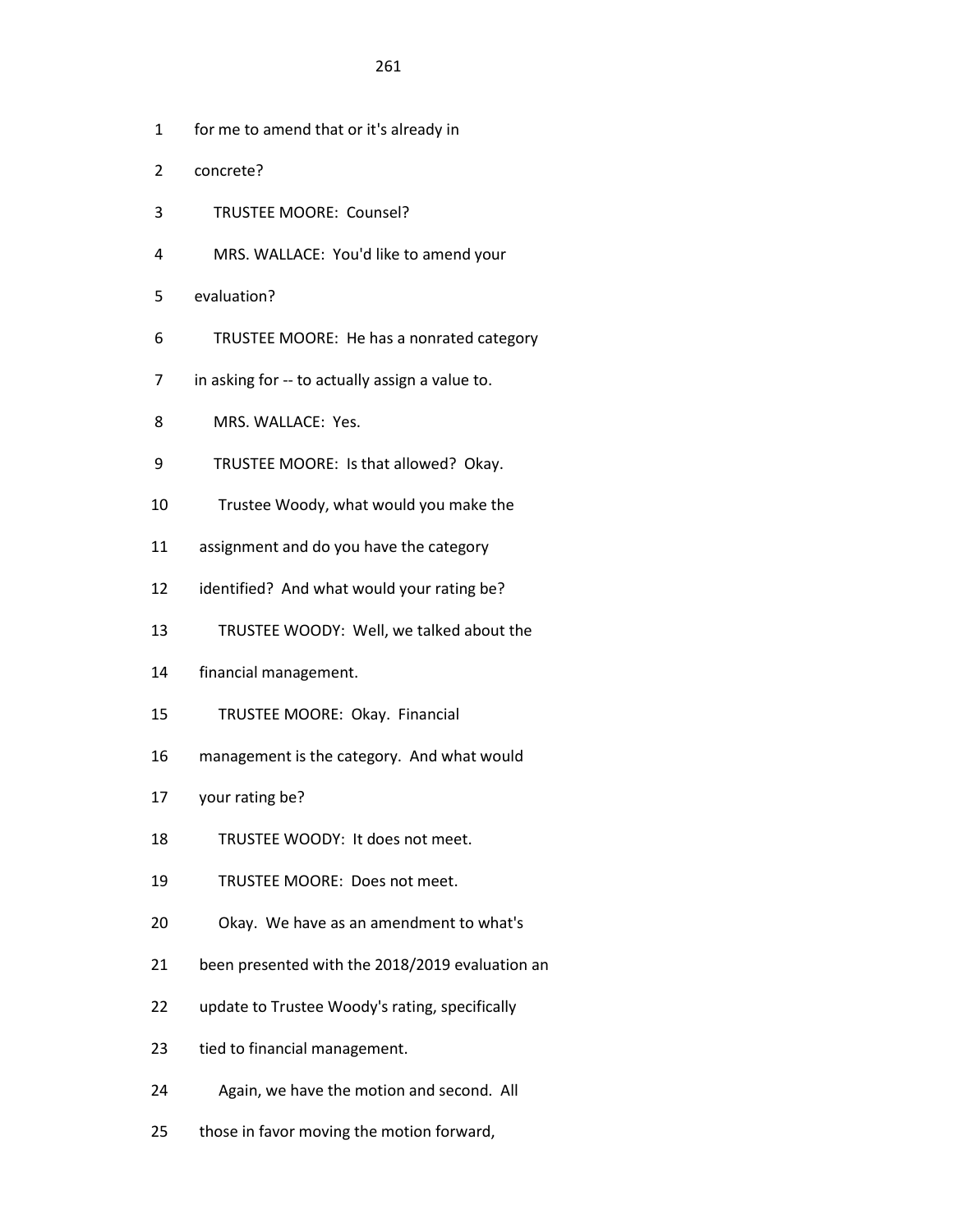1 for me to amend that or it's already in

2 concrete?

3 TRUSTEE MOORE: Counsel?

4 MRS. WALLACE: You'd like to amend your

5 evaluation?

6 TRUSTEE MOORE: He has a nonrated category

7 in asking for -- to actually assign a value to.

8 MRS. WALLACE: Yes.

9 TRUSTEE MOORE: Is that allowed? Okay.

10 Trustee Woody, what would you make the

11 assignment and do you have the category

12 identified? And what would your rating be?

13 TRUSTEE WOODY: Well, we talked about the

14 financial management.

15 TRUSTEE MOORE: Okay. Financial

16 management is the category. And what would

17 your rating be?

18 TRUSTEE WOODY: It does not meet.

19 TRUSTEE MOORE: Does not meet.

20 Okay. We have as an amendment to what's

21 been presented with the 2018/2019 evaluation an

22 update to Trustee Woody's rating, specifically

23 tied to financial management.

24 Again, we have the motion and second. All

25 those in favor moving the motion forward,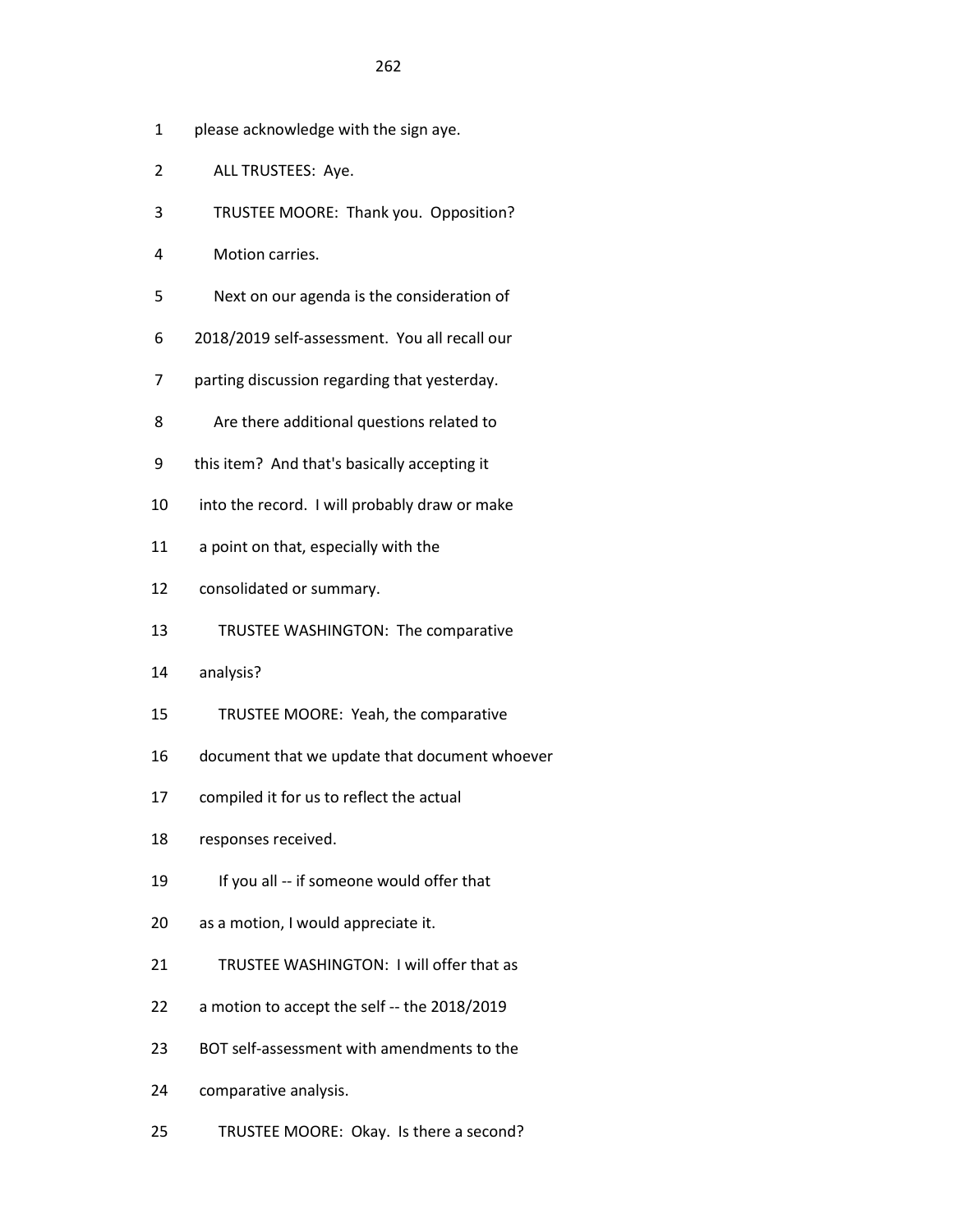1 please acknowledge with the sign aye.

2 ALL TRUSTEES: Aye.

3 TRUSTEE MOORE: Thank you. Opposition?

4 Motion carries.

5 Next on our agenda is the consideration of

6 2018/2019 self-assessment. You all recall our

7 parting discussion regarding that yesterday.

8 Are there additional questions related to

9 this item? And that's basically accepting it

10 into the record. I will probably draw or make

11 a point on that, especially with the

12 consolidated or summary.

13 TRUSTEE WASHINGTON: The comparative

14 analysis?

15 TRUSTEE MOORE: Yeah, the comparative

16 document that we update that document whoever

17 compiled it for us to reflect the actual

18 responses received.

19 If you all -- if someone would offer that

20 as a motion, I would appreciate it.

21 TRUSTEE WASHINGTON: I will offer that as

22 a motion to accept the self -- the 2018/2019

23 BOT self-assessment with amendments to the

24 comparative analysis.

25 TRUSTEE MOORE: Okay. Is there a second?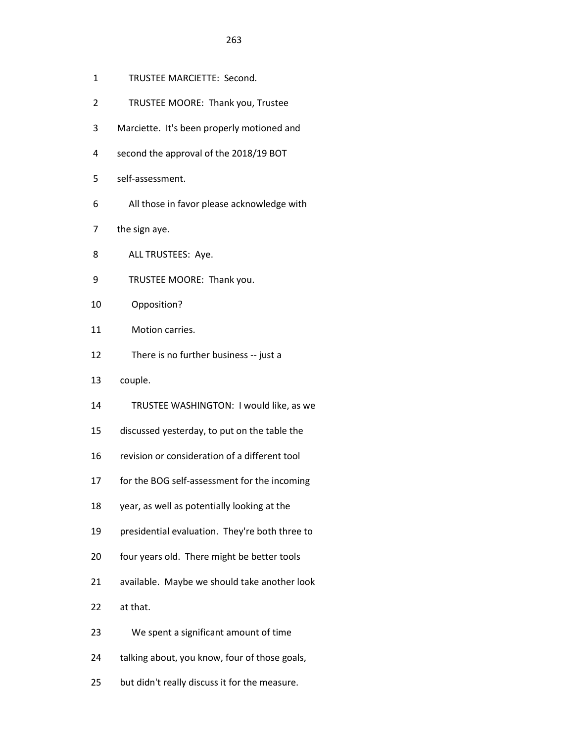TRUSTEE MARCIETTE: Second.

TRUSTEE MOORE: Thank you, Trustee Marciette. It's been properly motioned and second the approval of the 2018/19 BOT self-assessment.

All those in favor please acknowledge with the sign aye.

ALL TRUSTEES: Aye.

TRUSTEE MOORE: Thank you.

Opposition?

Motion carries.

There is no further business -- just a couple.

TRUSTEE WASHINGTON: I would like, as we discussed yesterday, to put on the table the revision or consideration of a different tool for the BOG self-assessment for the incoming year, as well as potentially looking at the presidential evaluation. They're both three to four years old. There might better tools available. Maybe we should take another look at that.

We spent a significant amount of time talking about, you know, four of those goals, but didn't really discuss it for the measure.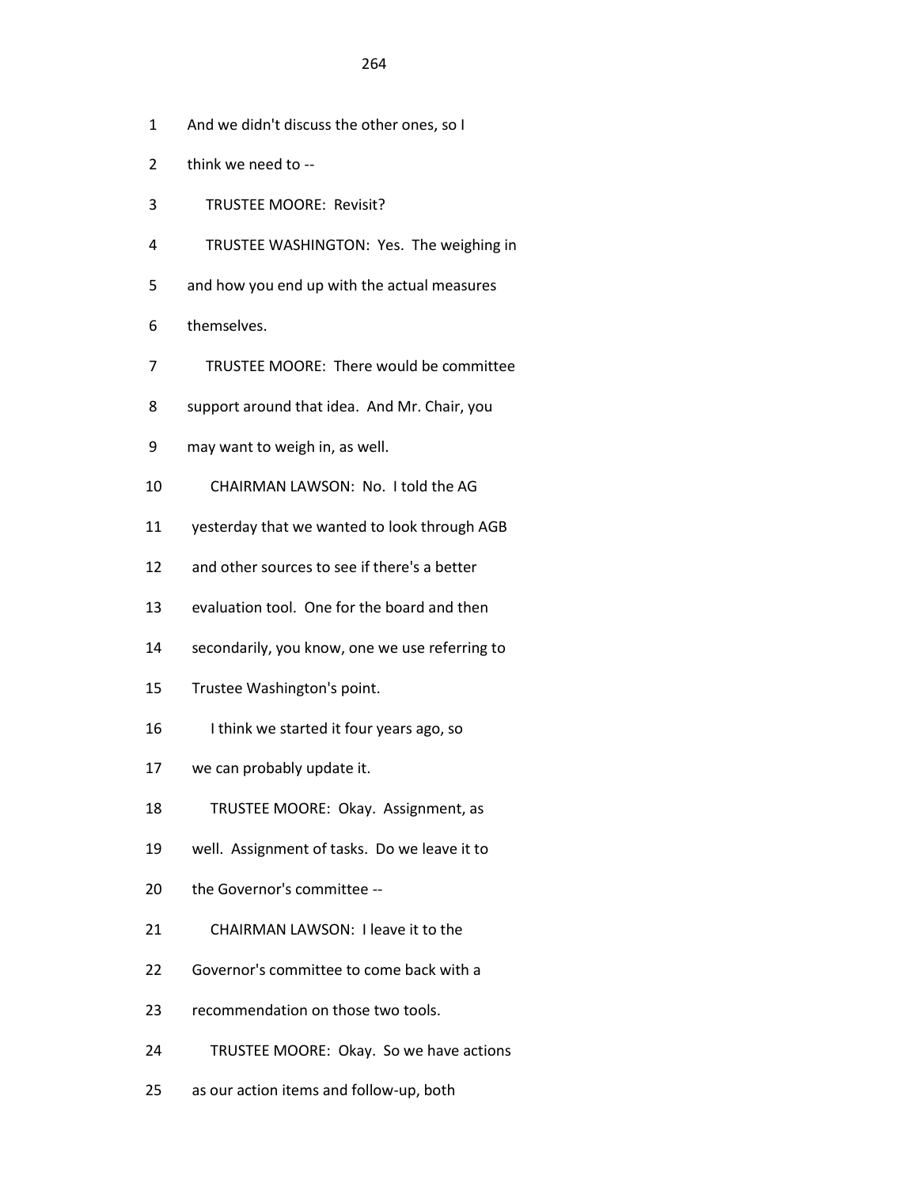1 And we didn't discuss the other ones, so I

2 think we need to --

3 TRUSTEE MOORE: Revisit?

4 TRUSTEE WASHINGTON: Yes. The weighing in

5 and how you end up with the actual measures

6 themselves.

7 TRUSTEE MOORE: There would be committee

8 support around that idea. And Mr. Chair, you

9 may want to weigh in, as well.

10 CHAIRMAN LAWSON: No. I told the AG

11 yesterday that we wanted to look through AGB

12 and other sources to see if there's a better

13 evaluation tool. One for the board and then

14 secondarily, you know, one we use referring to

15 Trustee Washington's point.

16 I think we started it four years ago, so

17 we can probably update it.

18 TRUSTEE MOORE: Okay. Assignment, as

19 well. Assignment of tasks. Do we leave it to

20 the Governor's committee --

21 CHAIRMAN LAWSON: I leave it to the

22 Governor's committee to come back with a

23 recommendation on those two tools.

24 TRUSTEE MOORE: Okay. So we have actions

25 as our action items and follow-up, both